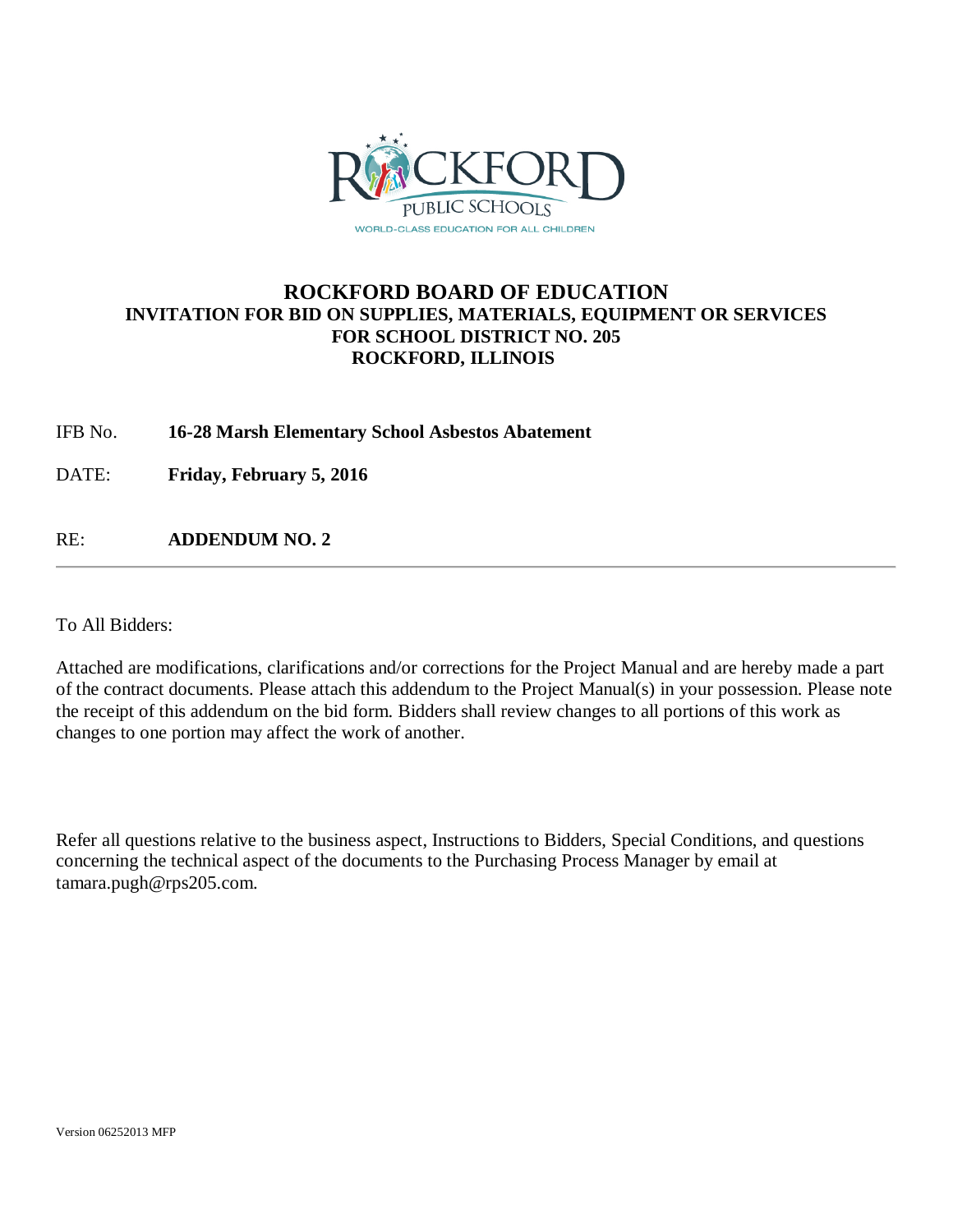# ROCKFORD BOARD OF EDUCATION

## INVITATION FOR BID ON SUPPLIES, MATERIALS, EQUIPMENT OR SERVICES FOR SCHOOL DISTRICT NO. 205 ROCKFORD, ILLINOIS

IFB No. **16-28 Marsh Elementary School Asbestos Abatement**

DATE: **Friday, February 5, 2016**

RE: **ADDENDUM NO. 2**

---

To All Bidders:

Attached are modifications, clarifications and/or corrections for the Project Manual and are hereby made a part of the contract documents. Please attach this addendum to the Project Manual(s) in your possession. Please note the receipt of this addendum on the bid form. Bidders shall review changes to all portions of this work as changes to one portion may affect the work of another.

Refer all questions relative to the business aspect, Instructions to Bidders, Special Conditions, and questions concerning the technical aspect of the documents to the Purchasing Process Manager by email at tamara.pugh@rps205.com.

Version 06252013 MFP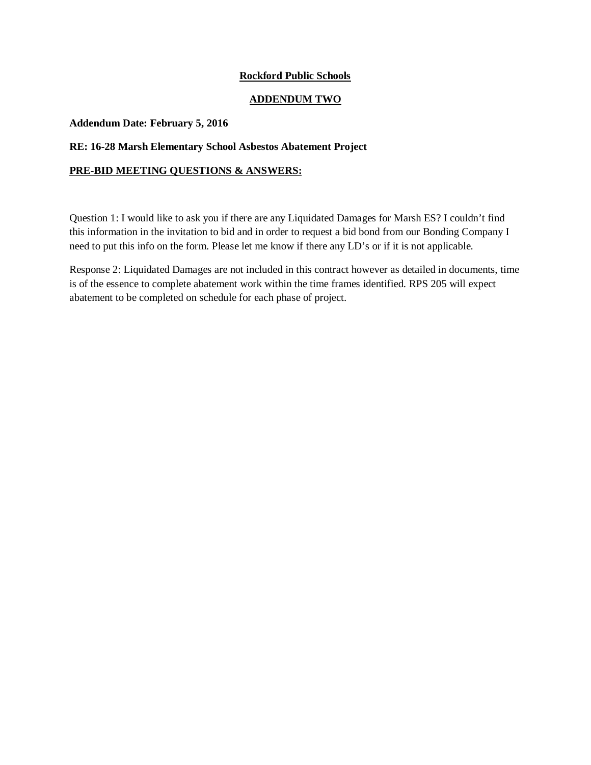**Rockford Public Schools**

**ADDENDUM TWO**

**Addendum Date: February 5, 2016**

**RE: 16-28 Marsh Elementary School Asbestos Abatement Project**

**PRE-BID MEETING QUESTIONS & ANSWERS:**

Question 1: I would like to ask you if there are any Liquidated Damages for Marsh ES? I couldn't find this information in the invitation to bid and in order to request a bid bond from our Bonding Company I need to put this info on the form. Please let me know if there any LD's or if it is not applicable.

Response 2: Liquidated Damages are not included in this contract however as detailed in documents, time is of the essence to complete abatement work within the time frames identified. RPS 205 will expect abatement to be completed on schedule for each phase of project.